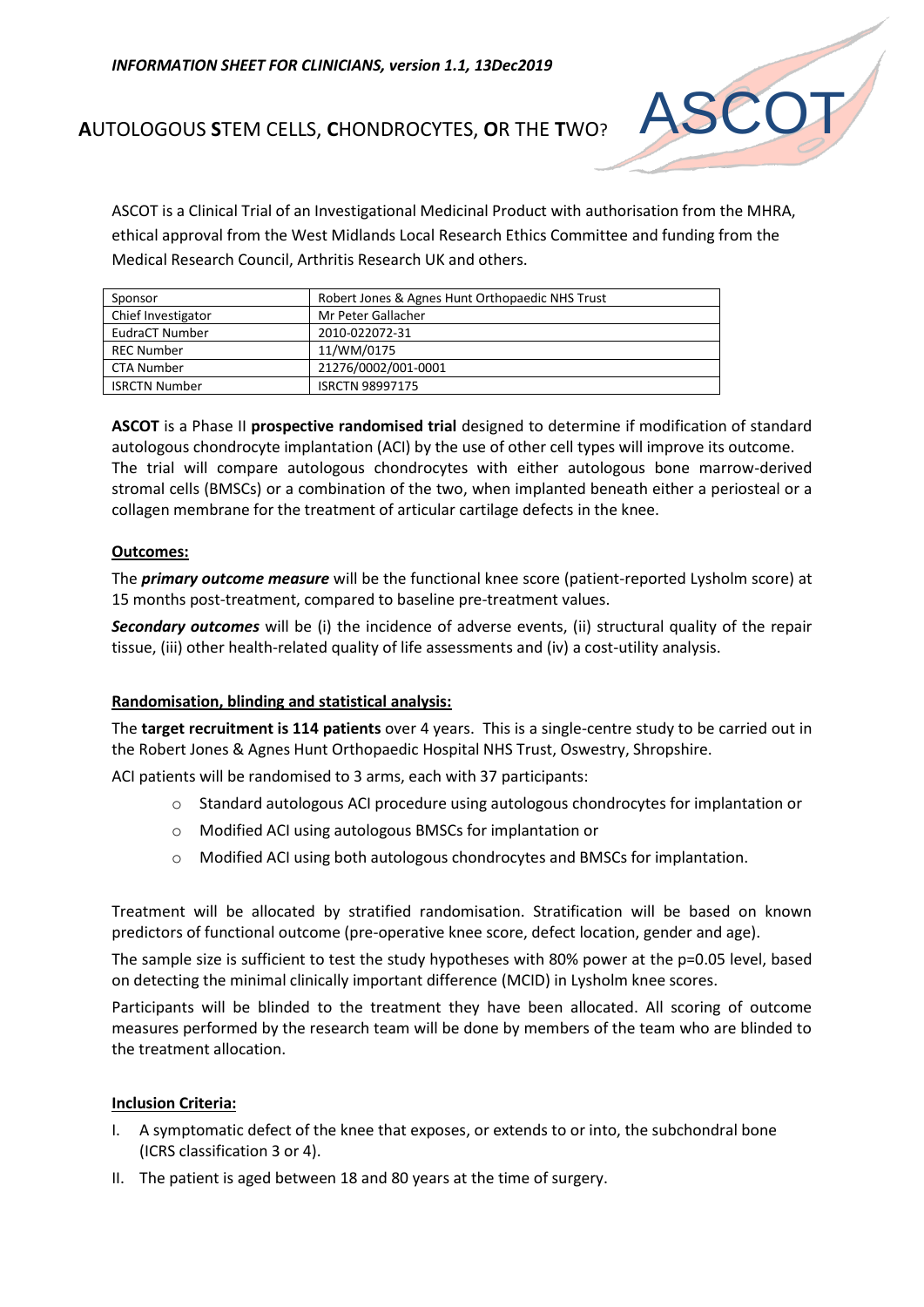*INFORMATION SHEET FOR CLINICIANS, version 1.1, 13Dec2019*

# **A**UTOLOGOUS **S**TEM CELLS, **C**HONDROCYTES, **O**R THE **T**WO?

ASCOT

ASCOT is a Clinical Trial of an Investigational Medicinal Product with authorisation from the MHRA, ethical approval from the West Midlands Local Research Ethics Committee and funding from the Medical Research Council, Arthritis Research UK and others.

| Sponsor | Robert Jones & Agnes Hunt Orthopaedic NHS Trust |
|---|---|
| Chief Investigator | Mr Peter Gallacher |
| EudraCT Number | 2010-022072-31 |
| REC Number | 11/WM/0175 |
| CTA Number | 21276/0002/001-0001 |
| ISRCTN Number | ISRCTN 98997175 |

**ASCOT** is a Phase II **prospective randomised trial** designed to determine if modification of standard autologous chondrocyte implantation (ACI) by the use of other cell types will improve its outcome. The trial will compare autologous chondrocytes with either autologous bone marrow-derived stromal cells (BMSCs) or a combination of the two, when implanted beneath either a periosteal or a collagen membrane for the treatment of articular cartilage defects in the knee.

## Outcomes:

The ***primary outcome measure*** will be the functional knee score (patient-reported Lysholm score) at 15 months post-treatment, compared to baseline pre-treatment values.

***Secondary outcomes*** will be (i) the incidence of adverse events, (ii) structural quality of the repair tissue, (iii) other health-related quality of life assessments and (iv) a cost-utility analysis.

## Randomisation, blinding and statistical analysis:

The **target recruitment is 114 patients** over 4 years. This is a single-centre study to be carried out in the Robert Jones & Agnes Hunt Orthopaedic Hospital NHS Trust, Oswestry, Shropshire.

ACI patients will be randomised to 3 arms, each with 37 participants:

- Standard autologous ACI procedure using autologous chondrocytes for implantation or
- Modified ACI using autologous BMSCs for implantation or
- Modified ACI using both autologous chondrocytes and BMSCs for implantation.

Treatment will be allocated by stratified randomisation. Stratification will be based on known predictors of functional outcome (pre-operative knee score, defect location, gender and age).

The sample size is sufficient to test the study hypotheses with 80% power at the p=0.05 level, based on detecting the minimal clinically important difference (MCID) in Lysholm knee scores.

Participants will be blinded to the treatment they have been allocated. All scoring of outcome measures performed by the research team will be done by members of the team who are blinded to the treatment allocation.

## Inclusion Criteria:

I. A symptomatic defect of the knee that exposes, or extends to or into, the subchondral bone (ICRS classification 3 or 4).
II. The patient is aged between 18 and 80 years at the time of surgery.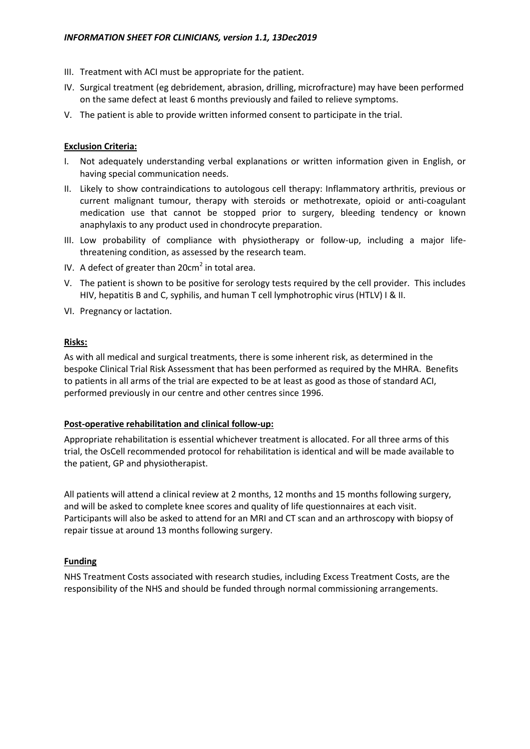III. Treatment with ACI must be appropriate for the patient.

IV. Surgical treatment (eg debridement, abrasion, drilling, microfracture) may have been performed on the same defect at least 6 months previously and failed to relieve symptoms.

V. The patient is able to provide written informed consent to participate in the trial.

**Exclusion Criteria:**

I. Not adequately understanding verbal explanations or written information given in English, or having special communication needs.

II. Likely to show contraindications to autologous cell therapy: Inflammatory arthritis, previous or current malignant tumour, therapy with steroids or methotrexate, opioid or anti-coagulant medication use that cannot be stopped prior to surgery, bleeding tendency or known anaphylaxis to any product used in chondrocyte preparation.

III. Low probability of compliance with physiotherapy or follow-up, including a major life-threatening condition, as assessed by the research team.

IV. A defect of greater than $20cm^2$ in total area.

V. The patient is shown to be positive for serology tests required by the cell provider. This includes HIV, hepatitis B and C, syphilis, and human T cell lymphotrophic virus (HTLV) I & II.

VI. Pregnancy or lactation.

**Risks:**

As with all medical and surgical treatments, there is some inherent risk, as determined in the bespoke Clinical Trial Risk Assessment that has been performed as required by the MHRA. Benefits to patients in all arms of the trial are expected to be at least as good as those of standard ACI, performed previously in our centre and other centres since 1996.

**Post-operative rehabilitation and clinical follow-up:**

Appropriate rehabilitation is essential whichever treatment is allocated. For all three arms of this trial, the OsCell recommended protocol for rehabilitation is identical and will be made available to the patient, GP and physiotherapist.

All patients will attend a clinical review at 2 months, 12 months and 15 months following surgery, and will be asked to complete knee scores and quality of life questionnaires at each visit. Participants will also be asked to attend for an MRI and CT scan and an arthroscopy with biopsy of repair tissue at around 13 months following surgery.

**Funding**

NHS Treatment Costs associated with research studies, including Excess Treatment Costs, are the responsibility of the NHS and should be funded through normal commissioning arrangements.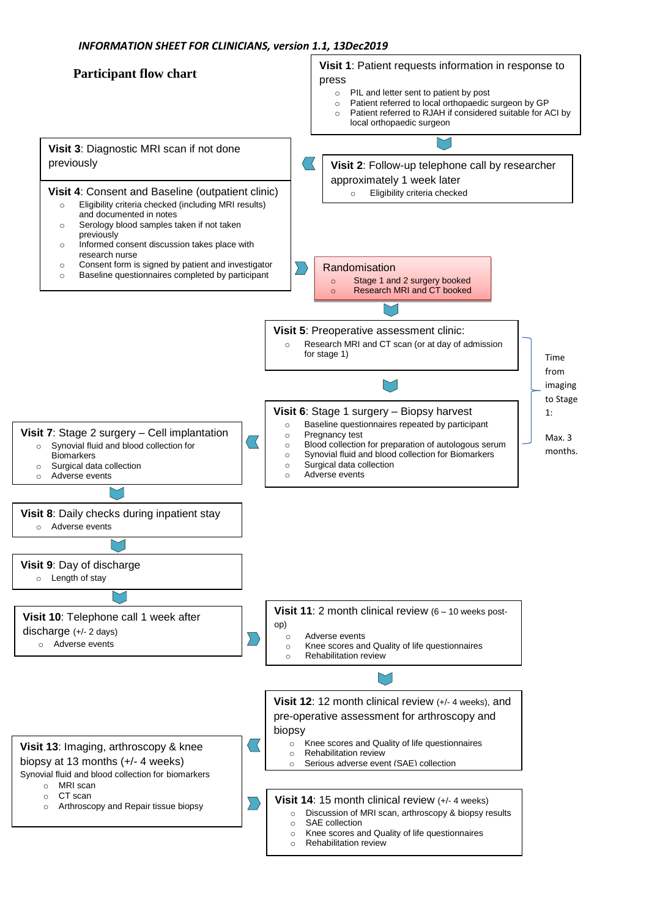*INFORMATION SHEET FOR CLINICIANS, version 1.1, 13Dec2019*

## Participant flow chart

**Visit 1**: Patient requests information in response to press
- PIL and letter sent to patient by post
- Patient referred to local orthopaedic surgeon by GP
- Patient referred to RJAH if considered suitable for ACI by local orthopaedic surgeon

**Visit 2**: Follow-up telephone call by researcher approximately 1 week later
- Eligibility criteria checked

**Visit 3**: Diagnostic MRI scan if not done previously

**Visit 4**: Consent and Baseline (outpatient clinic)
- Eligibility criteria checked (including MRI results) and documented in notes
- Serology blood samples taken if not taken previously
- Informed consent discussion takes place with research nurse
- Consent form is signed by patient and investigator
- Baseline questionnaires completed by participant

Randomisation
- Stage 1 and 2 surgery booked
- Research MRI and CT booked

**Visit 5**: Preoperative assessment clinic:
- Research MRI and CT scan (or at day of admission for stage 1)

**Visit 6**: Stage 1 surgery – Biopsy harvest
- Baseline questionnaires repeated by participant
- Pregnancy test
- Blood collection for preparation of autologous serum
- Synovial fluid and blood collection for Biomarkers
- Surgical data collection
- Adverse events

Time from imaging to Stage 1: Max. 3 months.

**Visit 7**: Stage 2 surgery – Cell implantation
- Synovial fluid and blood collection for Biomarkers
- Surgical data collection
- Adverse events

**Visit 8**: Daily checks during inpatient stay
- Adverse events

**Visit 9**: Day of discharge
- Length of stay

**Visit 10**: Telephone call 1 week after discharge (+/- 2 days)
- Adverse events

**Visit 11**: 2 month clinical review (6 – 10 weeks post-op)
- Adverse events
- Knee scores and Quality of life questionnaires
- Rehabilitation review

**Visit 12**: 12 month clinical review (+/- 4 weeks), and pre-operative assessment for arthroscopy and biopsy
- Knee scores and Quality of life questionnaires
- Rehabilitation review
- Serious adverse event (SAE) collection

**Visit 13**: Imaging, arthroscopy & knee biopsy at 13 months (+/- 4 weeks)
Synovial fluid and blood collection for biomarkers
- MRI scan
- CT scan
- Arthroscopy and Repair tissue biopsy

**Visit 14**: 15 month clinical review (+/- 4 weeks)
- Discussion of MRI scan, arthroscopy & biopsy results
- SAE collection
- Knee scores and Quality of life questionnaires
- Rehabilitation review